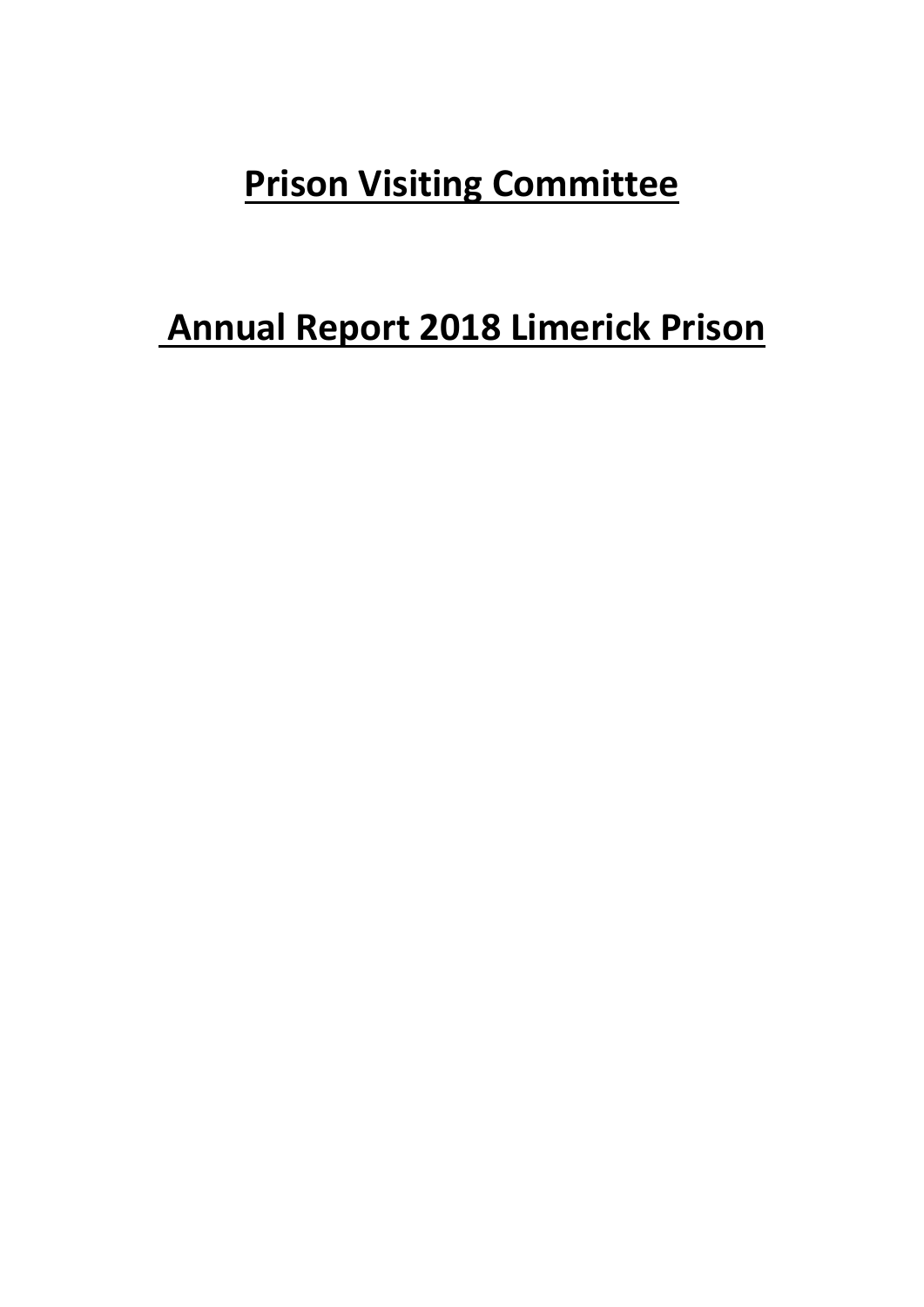# Prison Visiting Committee

# Annual Report 2018 Limerick Prison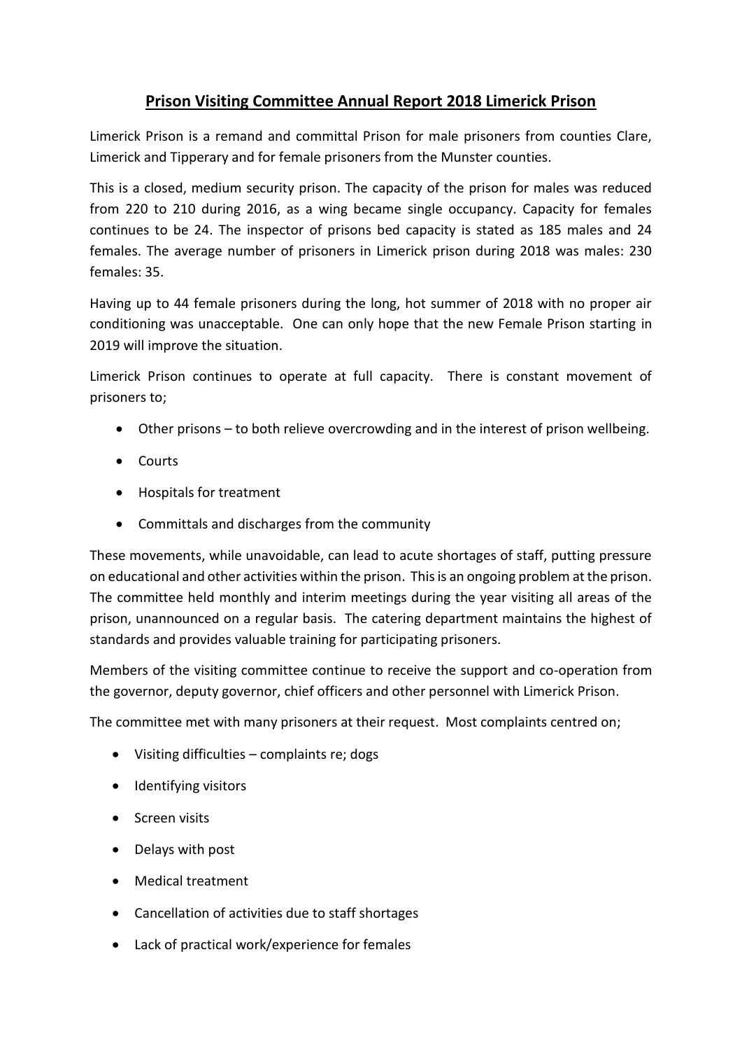# Prison Visiting Committee Annual Report 2018 Limerick Prison

Limerick Prison is a remand and committal Prison for male prisoners from counties Clare, Limerick and Tipperary and for female prisoners from the Munster counties.

This is a closed, medium security prison. The capacity of the prison for males was reduced from 220 to 210 during 2016, as a wing became single occupancy. Capacity for females continues to be 24. The inspector of prisons bed capacity is stated as 185 males and 24 females. The average number of prisoners in Limerick prison during 2018 was males: 230 females: 35.

Having up to 44 female prisoners during the long, hot summer of 2018 with no proper air conditioning was unacceptable. One can only hope that the new Female Prison starting in 2019 will improve the situation.

Limerick Prison continues to operate at full capacity. There is constant movement of prisoners to;

- Other prisons – to both relieve overcrowding and in the interest of prison wellbeing.
- Courts
- Hospitals for treatment
- Committals and discharges from the community

These movements, while unavoidable, can lead to acute shortages of staff, putting pressure on educational and other activities within the prison. This is an ongoing problem at the prison. The committee held monthly and interim meetings during the year visiting all areas of the prison, unannounced on a regular basis. The catering department maintains the highest of standards and provides valuable training for participating prisoners.

Members of the visiting committee continue to receive the support and co-operation from the governor, deputy governor, chief officers and other personnel with Limerick Prison.

The committee met with many prisoners at their request. Most complaints centred on;

- Visiting difficulties – complaints re; dogs
- Identifying visitors
- Screen visits
- Delays with post
- Medical treatment
- Cancellation of activities due to staff shortages
- Lack of practical work/experience for females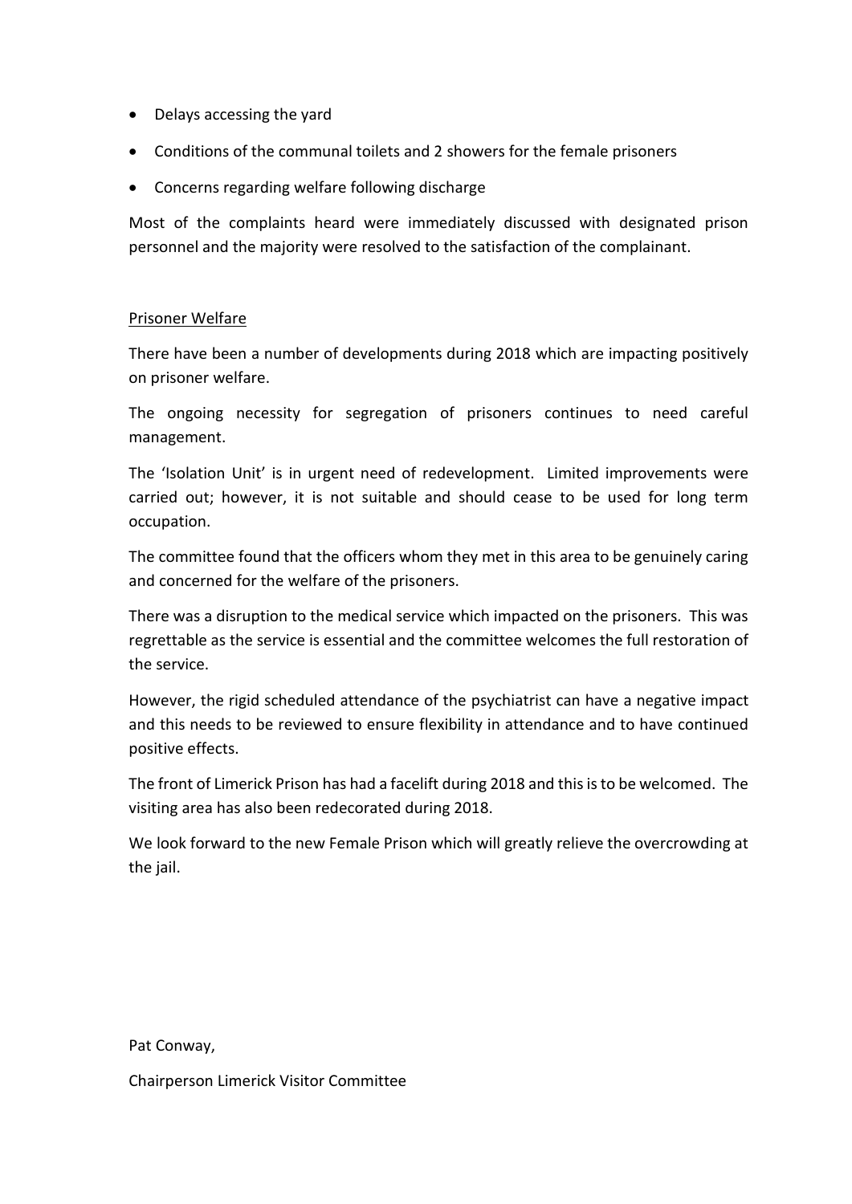- Delays accessing the yard
- Conditions of the communal toilets and 2 showers for the female prisoners
- Concerns regarding welfare following discharge

Most of the complaints heard were immediately discussed with designated prison personnel and the majority were resolved to the satisfaction of the complainant.

<u>Prisoner Welfare</u>

There have been a number of developments during 2018 which are impacting positively on prisoner welfare.

The ongoing necessity for segregation of prisoners continues to need careful management.

The 'Isolation Unit' is in urgent need of redevelopment. Limited improvements were carried out; however, it is not suitable and should cease to be used for long term occupation.

The committee found that the officers whom they met in this area to be genuinely caring and concerned for the welfare of the prisoners.

There was a disruption to the medical service which impacted on the prisoners. This was regrettable as the service is essential and the committee welcomes the full restoration of the service.

However, the rigid scheduled attendance of the psychiatrist can have a negative impact and this needs to be reviewed to ensure flexibility in attendance and to have continued positive effects.

The front of Limerick Prison has had a facelift during 2018 and this is to be welcomed. The visiting area has also been redecorated during 2018.

We look forward to the new Female Prison which will greatly relieve the overcrowding at the jail.

Pat Conway,

Chairperson Limerick Visitor Committee